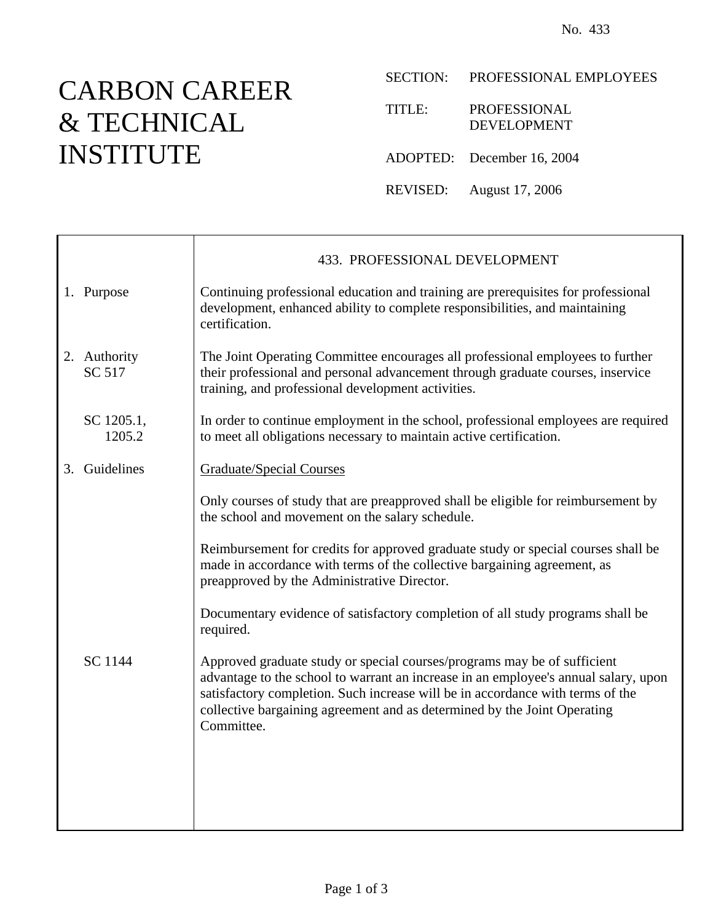No. 433

# CARBON CAREER & TECHNICAL INSTITUTE

SECTION: PROFESSIONAL EMPLOYEES

TITLE: PROFESSIONAL DEVELOPMENT

ADOPTED: December 16, 2004

REVISED: August 17, 2006

## 433. PROFESSIONAL DEVELOPMENT

**1. Purpose**

Continuing professional education and training are prerequisites for professional development, enhanced ability to complete responsibilities, and maintaining certification.

**2. Authority**

SC 517

The Joint Operating Committee encourages all professional employees to further their professional and personal advancement through graduate courses, inservice training, and professional development activities.

SC 1205.1, 1205.2

In order to continue employment in the school, professional employees are required to meet all obligations necessary to maintain active certification.

**3. Guidelines**

Graduate/Special Courses

Only courses of study that are preapproved shall be eligible for reimbursement by the school and movement on the salary schedule.

Reimbursement for credits for approved graduate study or special courses shall be made in accordance with terms of the collective bargaining agreement, as preapproved by the Administrative Director.

Documentary evidence of satisfactory completion of all study programs shall be required.

SC 1144

Approved graduate study or special courses/programs may be of sufficient advantage to the school to warrant an increase in an employee's annual salary, upon satisfactory completion. Such increase will be in accordance with terms of the collective bargaining agreement and as determined by the Joint Operating Committee.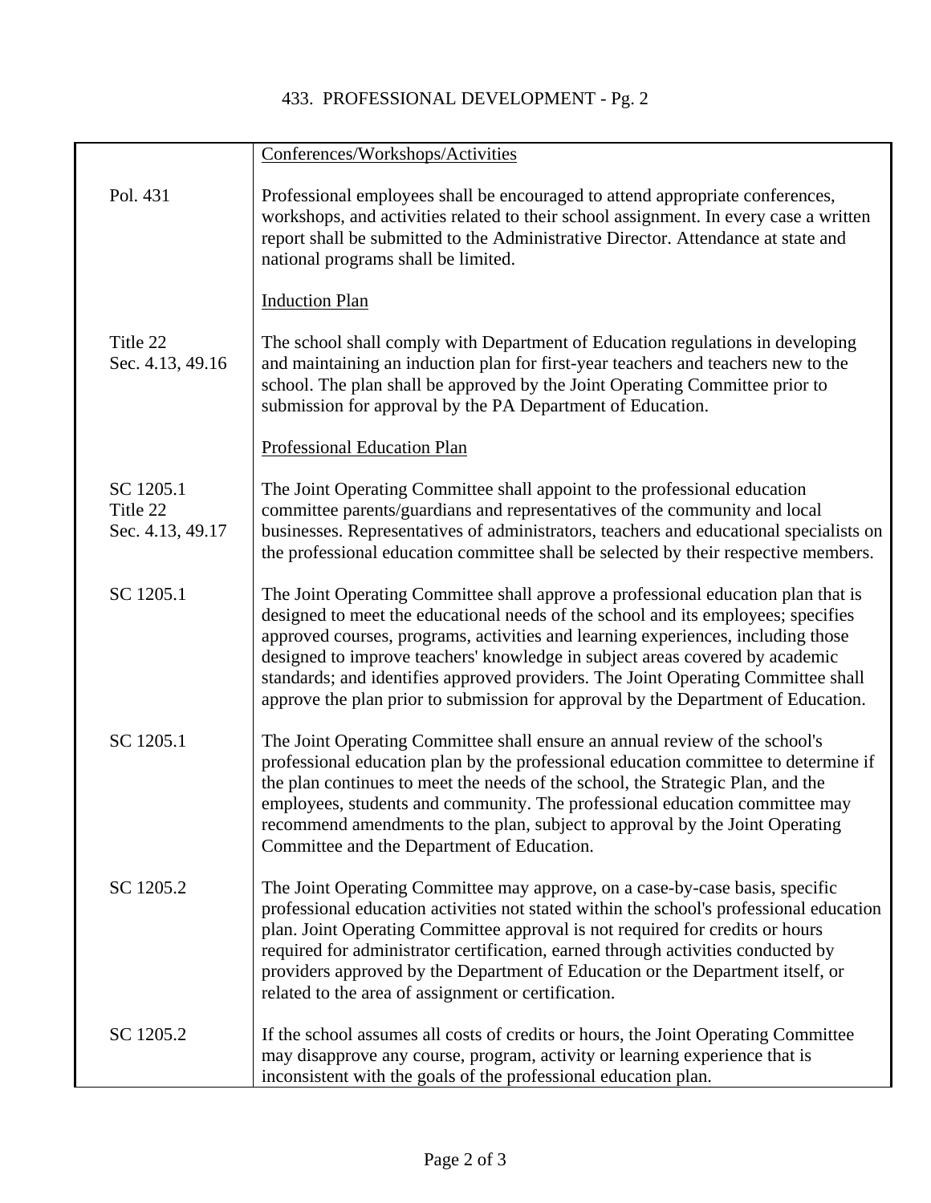## 433. PROFESSIONAL DEVELOPMENT - Pg. 2

| | |
|---|---|
| | Conferences/Workshops/Activities |
| Pol. 431 | Professional employees shall be encouraged to attend appropriate conferences, workshops, and activities related to their school assignment. In every case a written report shall be submitted to the Administrative Director. Attendance at state and national programs shall be limited. |
| | Induction Plan |
| Title 22<br>Sec. 4.13, 49.16 | The school shall comply with Department of Education regulations in developing and maintaining an induction plan for first-year teachers and teachers new to the school. The plan shall be approved by the Joint Operating Committee prior to submission for approval by the PA Department of Education. |
| | Professional Education Plan |
| SC 1205.1<br>Title 22<br>Sec. 4.13, 49.17 | The Joint Operating Committee shall appoint to the professional education committee parents/guardians and representatives of the community and local businesses. Representatives of administrators, teachers and educational specialists on the professional education committee shall be selected by their respective members. |
| SC 1205.1 | The Joint Operating Committee shall approve a professional education plan that is designed to meet the educational needs of the school and its employees; specifies approved courses, programs, activities and learning experiences, including those designed to improve teachers' knowledge in subject areas covered by academic standards; and identifies approved providers. The Joint Operating Committee shall approve the plan prior to submission for approval by the Department of Education. |
| SC 1205.1 | The Joint Operating Committee shall ensure an annual review of the school's professional education plan by the professional education committee to determine if the plan continues to meet the needs of the school, the Strategic Plan, and the employees, students and community. The professional education committee may recommend amendments to the plan, subject to approval by the Joint Operating Committee and the Department of Education. |
| SC 1205.2 | The Joint Operating Committee may approve, on a case-by-case basis, specific professional education activities not stated within the school's professional education plan. Joint Operating Committee approval is not required for credits or hours required for administrator certification, earned through activities conducted by providers approved by the Department of Education or the Department itself, or related to the area of assignment or certification. |
| SC 1205.2 | If the school assumes all costs of credits or hours, the Joint Operating Committee may disapprove any course, program, activity or learning experience that is inconsistent with the goals of the professional education plan. |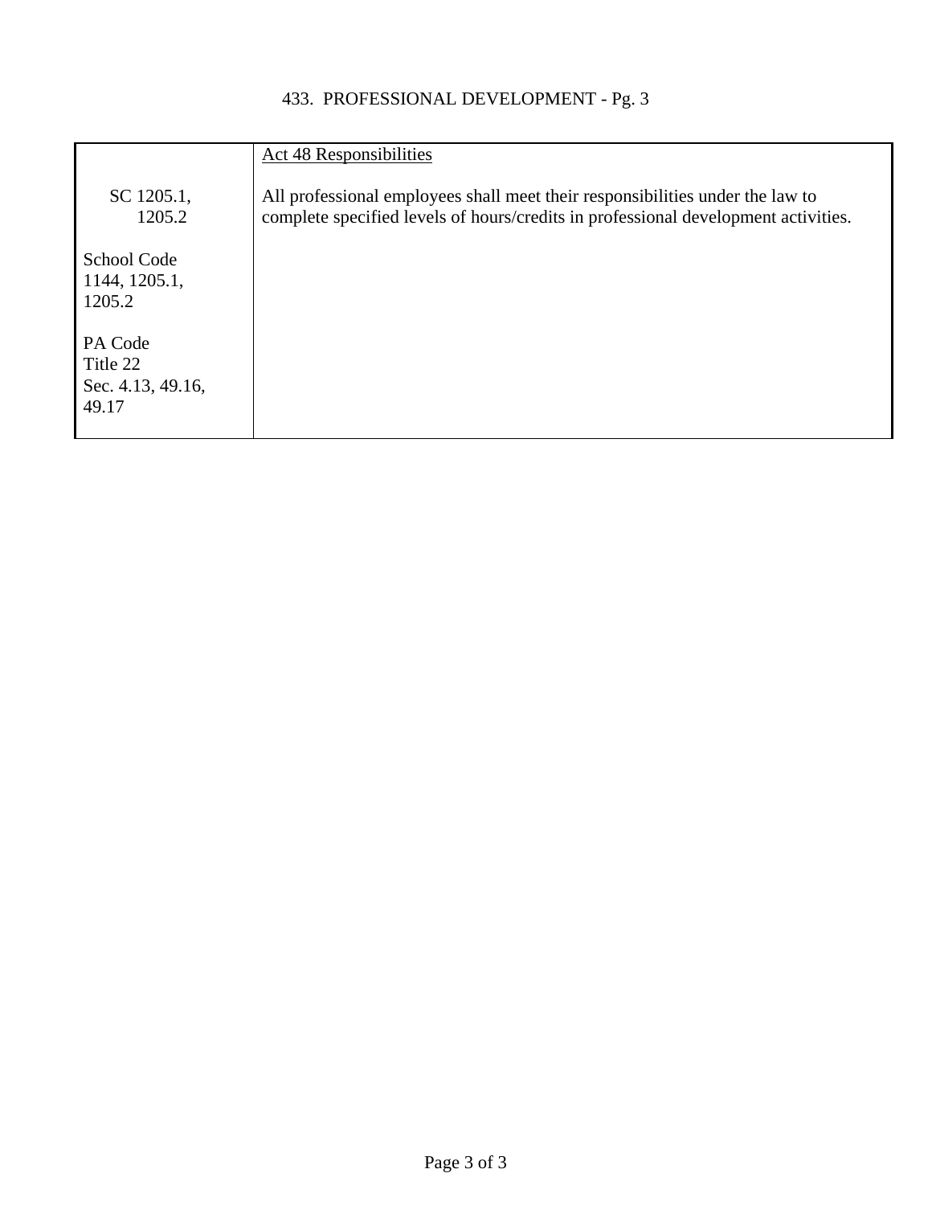| | |
|---|---|
| | Act 48 Responsibilities |
| SC 1205.1, 1205.2<br><br>School Code 1144, 1205.1, 1205.2<br><br>PA Code Title 22 Sec. 4.13, 49.16, 49.17 | All professional employees shall meet their responsibilities under the law to complete specified levels of hours/credits in professional development activities. |